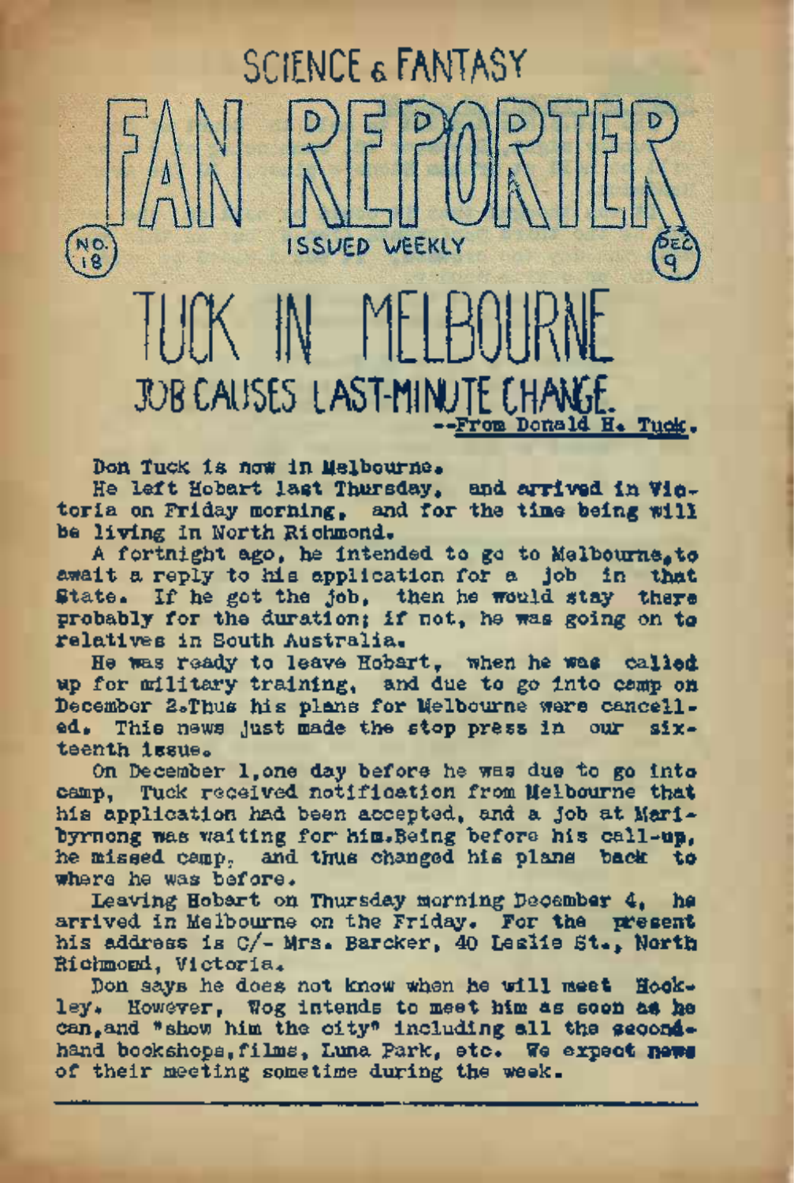SCIENCE & FANTASY

# FAN REPORTER

NO. 18 — ISSUED WEEKLY — DEC 9

# TUCK IN MELBOURNE

## JOB CAUSES LAST-MINUTE CHANGE.

--From Donald H. Tuck.

Don Tuck is now in Melbourne.

He left Hobart last Thursday, and arrived in Victoria on Friday morning, and for the time being will be living in North Richmond.

A fortnight ago, he intended to go to Melbourne, to await a reply to his application for a job in that State. If he got the job, then he would stay there probably for the duration; if not, he was going on to relatives in South Australia.

He was ready to leave Hobart, when he was called up for military training, and due to go into camp on December 2. Thus his plans for Melbourne were cancelled. This news just made the stop press in our sixteenth issue.

On December 1, one day before he was due to go into camp, Tuck received notification from Melbourne that his application had been accepted, and a job at Maribyrnong was waiting for him. Being before his call-up, he missed camp, and thus changed his plans back to where he was before.

Leaving Hobart on Thursday morning December 4, he arrived in Melbourne on the Friday. For the present his address is C/- Mrs. Barcker, 40 Leslie St., North Richmond, Victoria.

Don says he does not know when he will meet Hockley. However, Wog intends to meet him as soon as he can, and "show him the city" including all the second-hand bookshops, films, Luna Park, etc. We expect news of their meeting sometime during the week.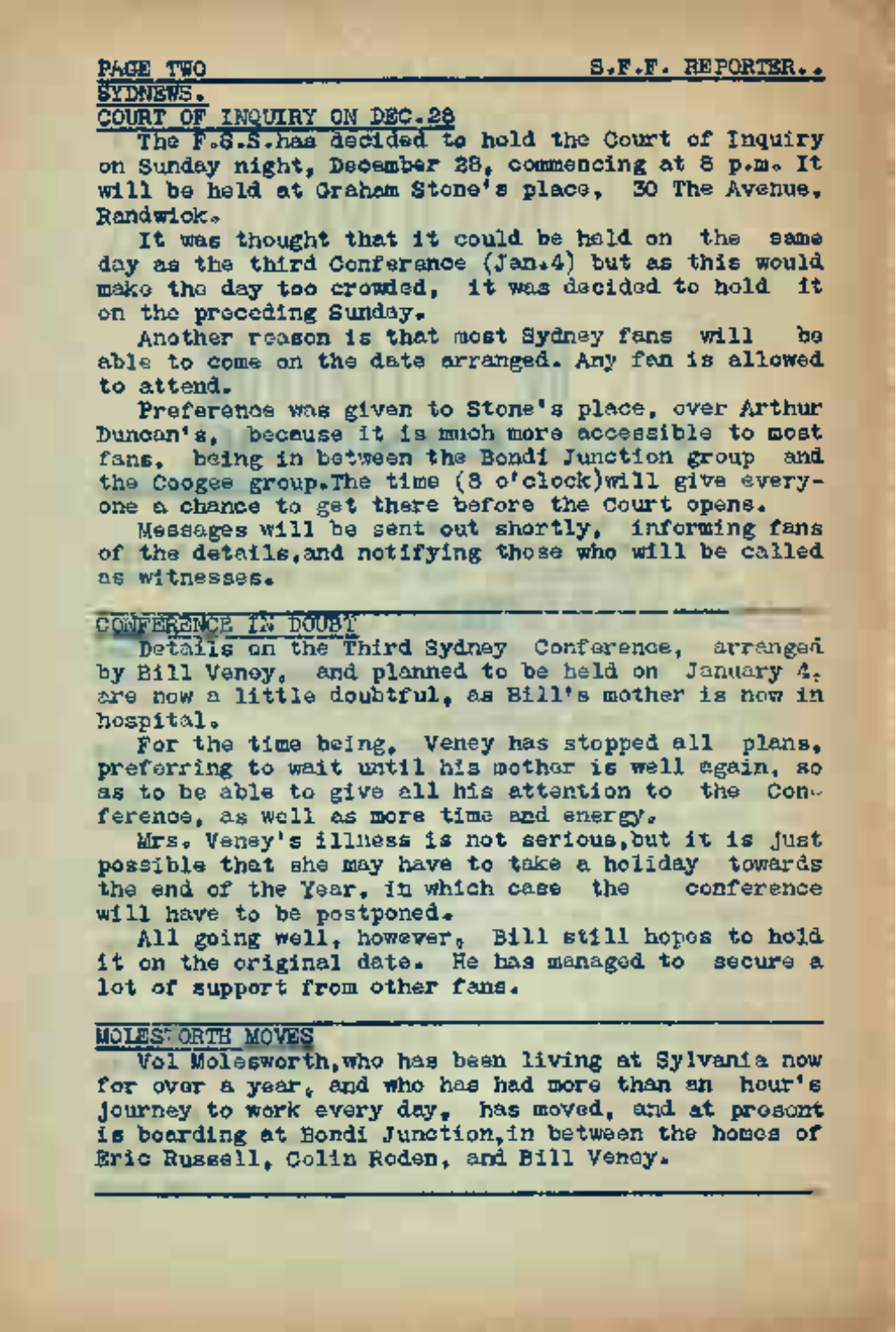## SYDNEWS.

### COURT OF INQUIRY ON DEC.28

The F.S.S.has decided to hold the Court of Inquiry on Sunday night, December 28, commencing at 8 p.m. It will be held at Graham Stone's place, 30 The Avenue, Randwick.

It was thought that it could be held on the same day as the third Conference (Jan.4) but as this would make the day too crowded, it was decided to hold it on the preceding Sunday.

Another reason is that most Sydney fans will be able to come on the date arranged. Any fan is allowed to attend.

Preference was given to Stone's place, over Arthur Duncan's, because it is much more accessible to most fans, being in between the Bondi Junction group and the Coogee group.The time (8 o'clock)will give everyone a chance to get there before the Court opens.

Messages will be sent out shortly, informing fans of the details,and notifying those who will be called as witnesses.

---

### CONFERENCE IN DOUBT

Details on the Third Sydney Conference, arranged by Bill Veney, and planned to be held on January 4, are now a little doubtful, as Bill's mother is now in hospital.

For the time being, Veney has stopped all plans, preferring to wait until his mother is well again, so as to be able to give all his attention to the Conference, as well as more time and energy.

Mrs. Veney's illness is not serious,but it is just possible that she may have to take a holiday towards the end of the Year, in which case the conference will have to be postponed.

All going well, however, Bill still hopes to hold it on the original date. He has managed to secure a lot of support from other fans.

---

### MOLESWORTH MOVES

Vol Molesworth,who has been living at Sylvania now for over a year, and who has had more than an hour's journey to work every day, has moved, and at present is boarding at Bondi Junction,in between the homes of Eric Russell, Colin Roden, and Bill Veney.

---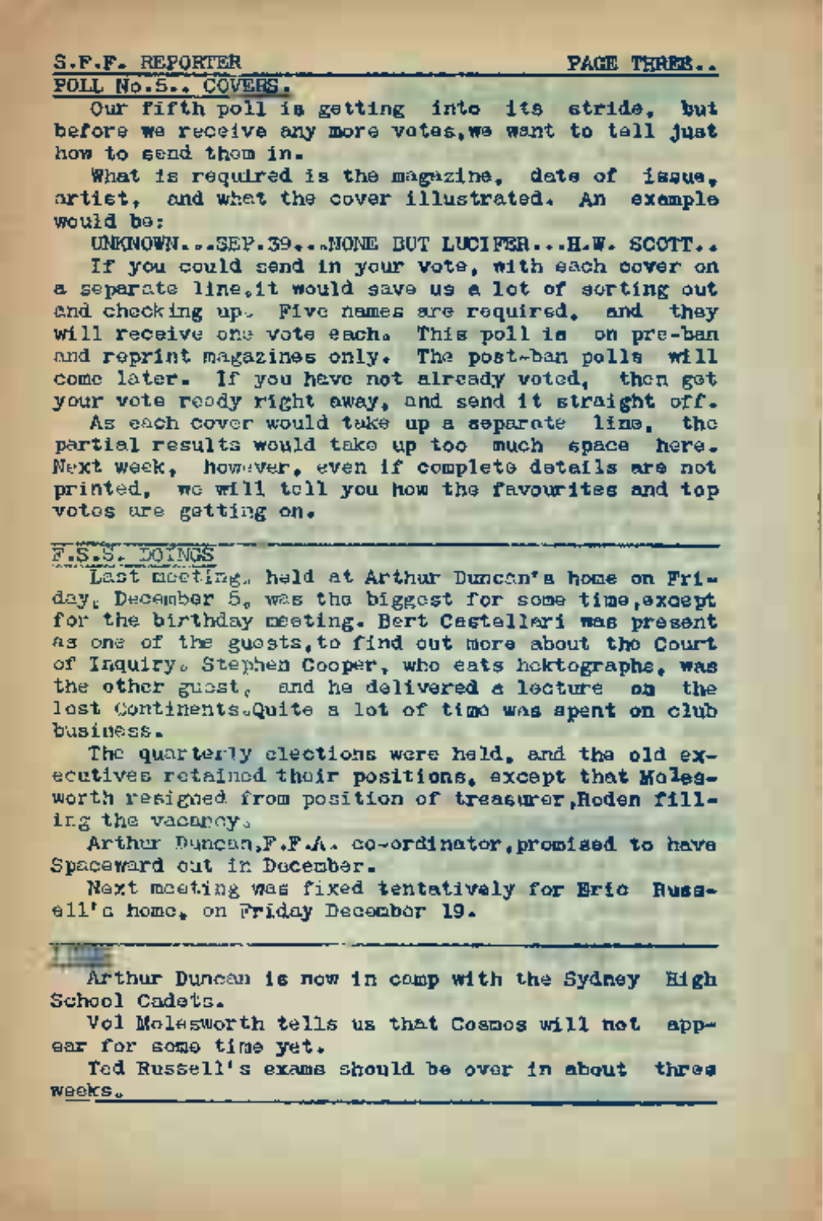## POLL No.5.. COVERS.

Our fifth poll is getting into its stride, but before we receive any more votes, we want to tell just how to send them in.

What is required is the magazine, date of issue, artist, and what the cover illustrated. An example would be:

UNKNOWN...SEP.39...NONE BUT LUCIFER...H.W. SCOTT..

If you could send in your vote, with each cover on a separate line, it would save us a lot of sorting out and checking up. Five names are required, and they will receive one vote each. This poll is on pre-ban and reprint magazines only. The post-ban polls will come later. If you have not already voted, then get your vote ready right away, and send it straight off.

As each cover would take up a separate line, the partial results would take up too much space here. Next week, however, even if complete details are not printed, we will tell you how the favourites and top votes are getting on.

## F.S.S. DOINGS

Last meeting, held at Arthur Duncan's home on Friday, December 5, was the biggest for some time, except for the birthday meeting. Bert Castellari was present as one of the guests, to find out more about the Court of Inquiry. Stephen Cooper, who eats hektographs, was the other guest, and he delivered a lecture on the lost Continents. Quite a lot of time was spent on club business.

The quarterly elections were held, and the old executives retained their positions, except that Molesworth resigned from position of treasurer, Roden filling the vacancy.

Arthur Duncan, F.F.A. co-ordinator, promised to have Spaceward out in December.

Next meeting was fixed tentatively for Eric Russell's home, on Friday December 19.

## ITEMS

Arthur Duncan is now in camp with the Sydney High School Cadets.

Vol Molesworth tells us that Cosmos will not appear for some time yet.

Ted Russell's exams should be over in about three weeks.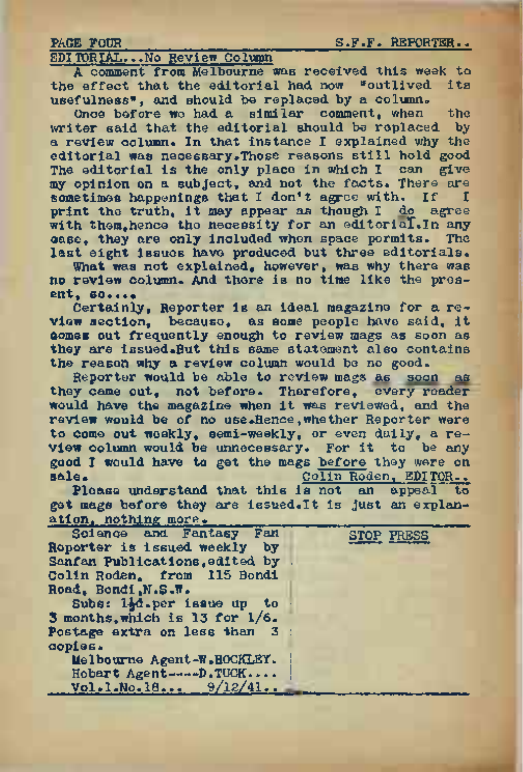## EDITORIAL...No Review Column

A comment from Melbourne was received this week to the effect that the editorial had now "outlived its usefulness", and should be replaced by a column.

Once before we had a similar comment, when the writer said that the editorial should be replaced by a review column. In that instance I explained why the editorial was necessary. Those reasons still hold good. The editorial is the only place in which I can give my opinion on a subject, and not the facts. There are sometimes happenings that I don't agree with. If I print the truth, it may appear as though I do agree with them, hence the necessity for an editorial. In any case, they are only included when space permits. The last eight issues have produced but three editorials.

What was not explained, however, was why there was no review column. And there is no time like the present, so....

Certainly, Reporter is an ideal magazine for a review section, because, as some people have said, it comes out frequently enough to review mags as soon as they are issued. But this same statement also contains the reason why a review column would be no good.

Reporter would be able to review mags as soon as they came out, not before. Therefore, every reader would have the magazine when it was reviewed, and the review would be of no use. Hence, whether Reporter were to come out weekly, semi-weekly, or even daily, a review column would be unnecessary. For it to be any good I would have to get the mags before they were on sale.

Colin Roden, EDITOR..

Please understand that this is not an appeal to get mags before they are issued. It is just an explanation, nothing more.

---

Science and Fantasy Fan Reporter is issued weekly by Sanfan Publications, edited by Colin Roden, from 115 Bondi Road, Bondi, N.S.W.

Subs: 1½d. per issue up to 3 months, which is 13 for 1/6. Postage extra on less than 3 copies.

Melbourne Agent-W.HOCKLEY.
Hobart Agent----D.TUCK....
Vol.1.No.18... 9/12/41..

STOP PRESS